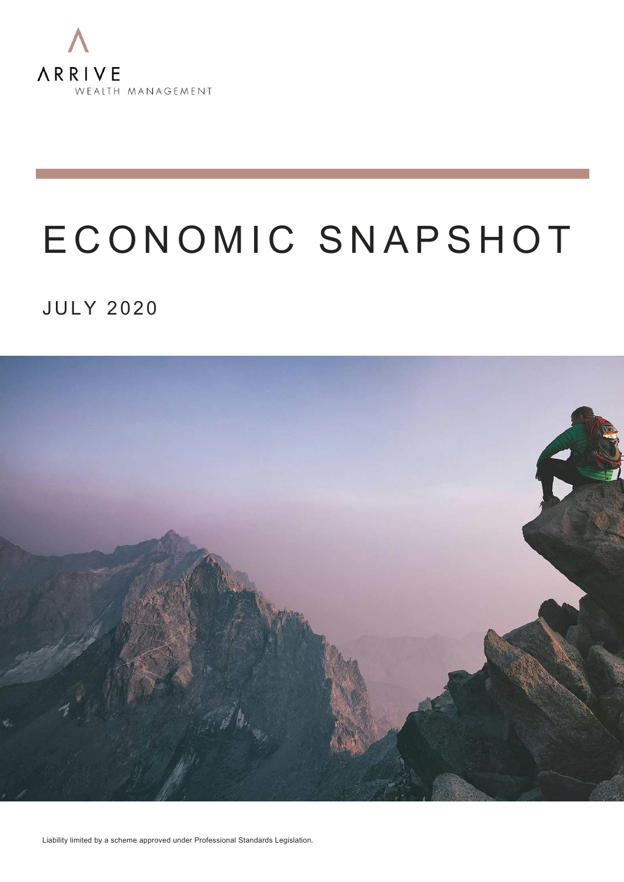ARRIVE

WEALTH MANAGEMENT

# ECONOMIC SNAPSHOT

## JULY 2020

Liability limited by a scheme approved under Professional Standards Legislation.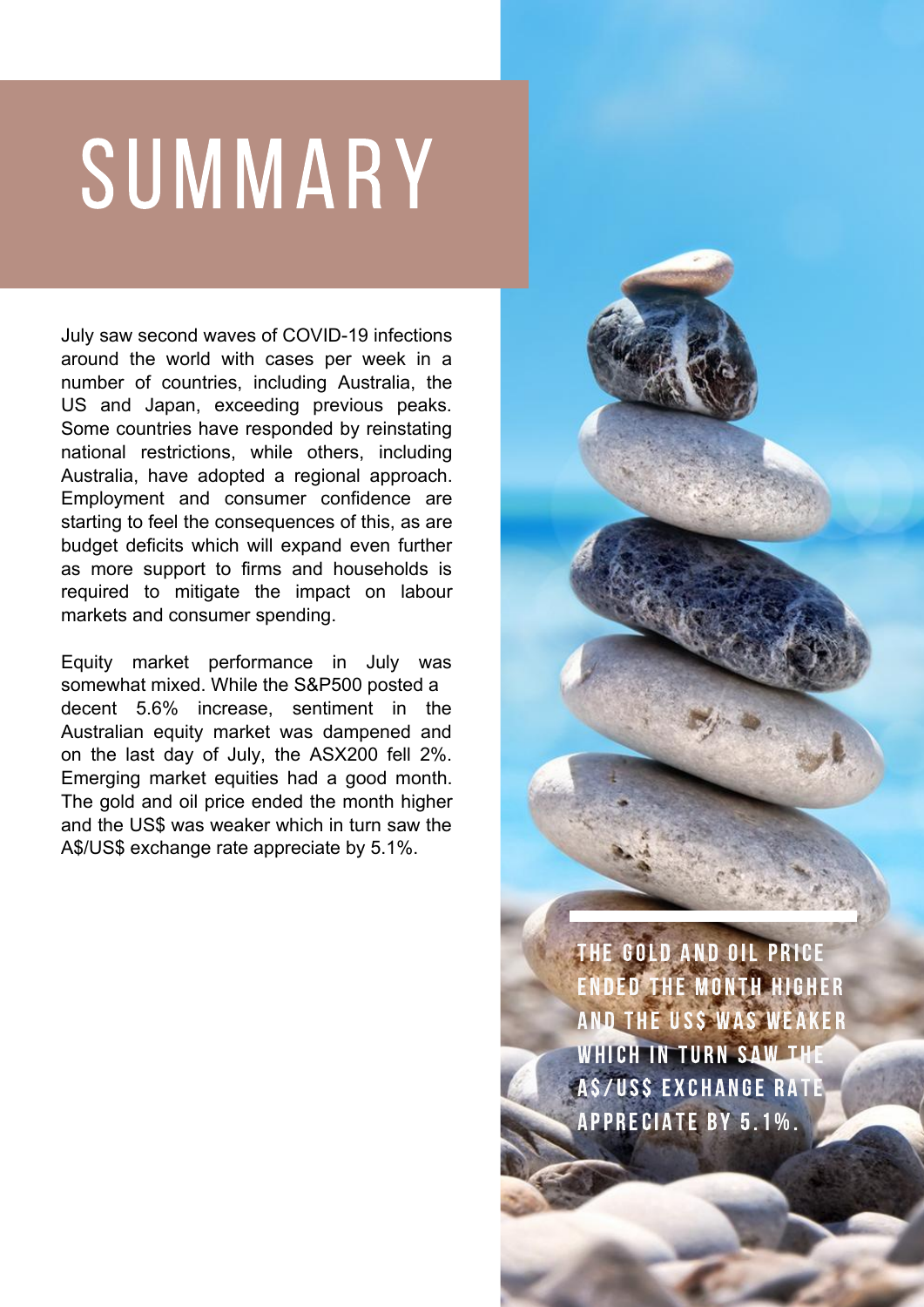# SUMMARY

July saw second waves of COVID-19 infections around the world with cases per week in a number of countries, including Australia, the US and Japan, exceeding previous peaks. Some countries have responded by reinstating national restrictions, while others, including Australia, have adopted a regional approach. Employment and consumer confidence are starting to feel the consequences of this, as are budget deficits which will expand even further as more support to firms and households is required to mitigate the impact on labour markets and consumer spending.

Equity market performance in July was somewhat mixed. While the S&P500 posted a decent 5.6% increase, sentiment in the Australian equity market was dampened and on the last day of July, the ASX200 fell 2%. Emerging market equities had a good month. The gold and oil price ended the month higher and the US$ was weaker which in turn saw the A$/US$ exchange rate appreciate by 5.1%.

**THE GOLD AND OIL PRICE ENDED THE MONTH HIGHER AND THE US$ WAS WEAKER WHICH IN TURN SAW THE A$/US$ EXCHANGE RATE APPRECIATE BY 5.1%.**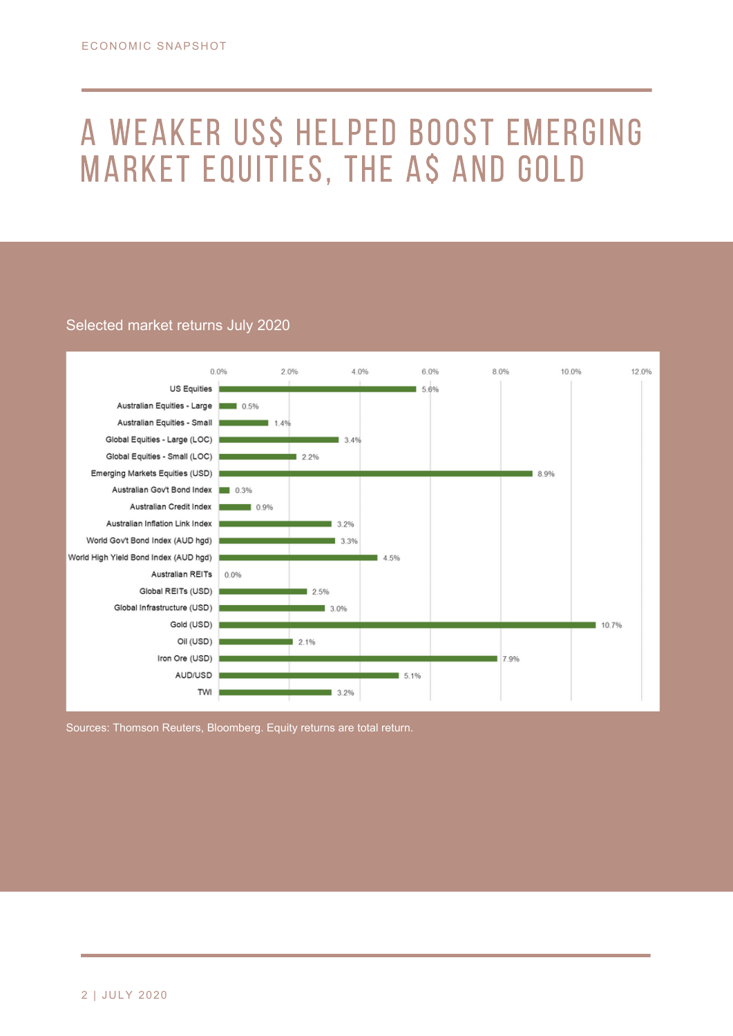# A WEAKER US$ HELPED BOOST EMERGING MARKET EQUITIES, THE A$ AND GOLD

Selected market returns July 2020

| Market | Return |
| --- | --- |
| US Equities | 5.6% |
| Australian Equities - Large | 0.5% |
| Australian Equities - Small | 1.4% |
| Global Equities - Large (LOC) | 3.4% |
| Global Equities - Small (LOC) | 2.2% |
| Emerging Markets Equities (USD) | 8.9% |
| Australian Gov't Bond Index | 0.3% |
| Australian Credit Index | 0.9% |
| Australian Inflation Link Index | 3.2% |
| World Gov't Bond Index (AUD hgd) | 3.3% |
| World High Yield Bond Index (AUD hgd) | 4.5% |
| Australian REITs | 0.0% |
| Global REITs (USD) | 2.5% |
| Global Infrastructure (USD) | 3.0% |
| Gold (USD) | 10.7% |
| Oil (USD) | 2.1% |
| Iron Ore (USD) | 7.9% |
| AUD/USD | 5.1% |
| TWI | 3.2% |

Sources: Thomson Reuters, Bloomberg. Equity returns are total return.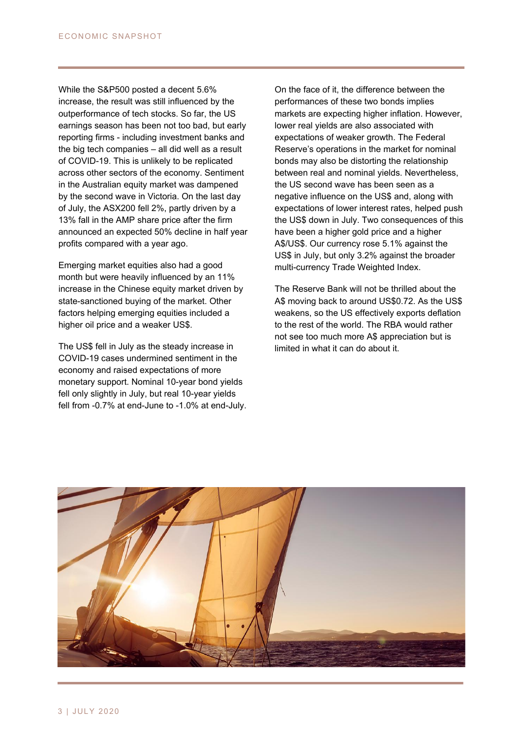While the S&P500 posted a decent 5.6% increase, the result was still influenced by the outperformance of tech stocks. So far, the US earnings season has been not too bad, but early reporting firms - including investment banks and the big tech companies – all did well as a result of COVID-19. This is unlikely to be replicated across other sectors of the economy. Sentiment in the Australian equity market was dampened by the second wave in Victoria. On the last day of July, the ASX200 fell 2%, partly driven by a 13% fall in the AMP share price after the firm announced an expected 50% decline in half year profits compared with a year ago.

Emerging market equities also had a good month but were heavily influenced by an 11% increase in the Chinese equity market driven by state-sanctioned buying of the market. Other factors helping emerging equities included a higher oil price and a weaker US$.

The US$ fell in July as the steady increase in COVID-19 cases undermined sentiment in the economy and raised expectations of more monetary support. Nominal 10-year bond yields fell only slightly in July, but real 10-year yields fell from -0.7% at end-June to -1.0% at end-July.

On the face of it, the difference between the performances of these two bonds implies markets are expecting higher inflation. However, lower real yields are also associated with expectations of weaker growth. The Federal Reserve's operations in the market for nominal bonds may also be distorting the relationship between real and nominal yields. Nevertheless, the US second wave has been seen as a negative influence on the US$ and, along with expectations of lower interest rates, helped push the US$ down in July. Two consequences of this have been a higher gold price and a higher A$/US$. Our currency rose 5.1% against the US$ in July, but only 3.2% against the broader multi-currency Trade Weighted Index.

The Reserve Bank will not be thrilled about the A$ moving back to around US$0.72. As the US$ weakens, so the US effectively exports deflation to the rest of the world. The RBA would rather not see too much more A$ appreciation but is limited in what it can do about it.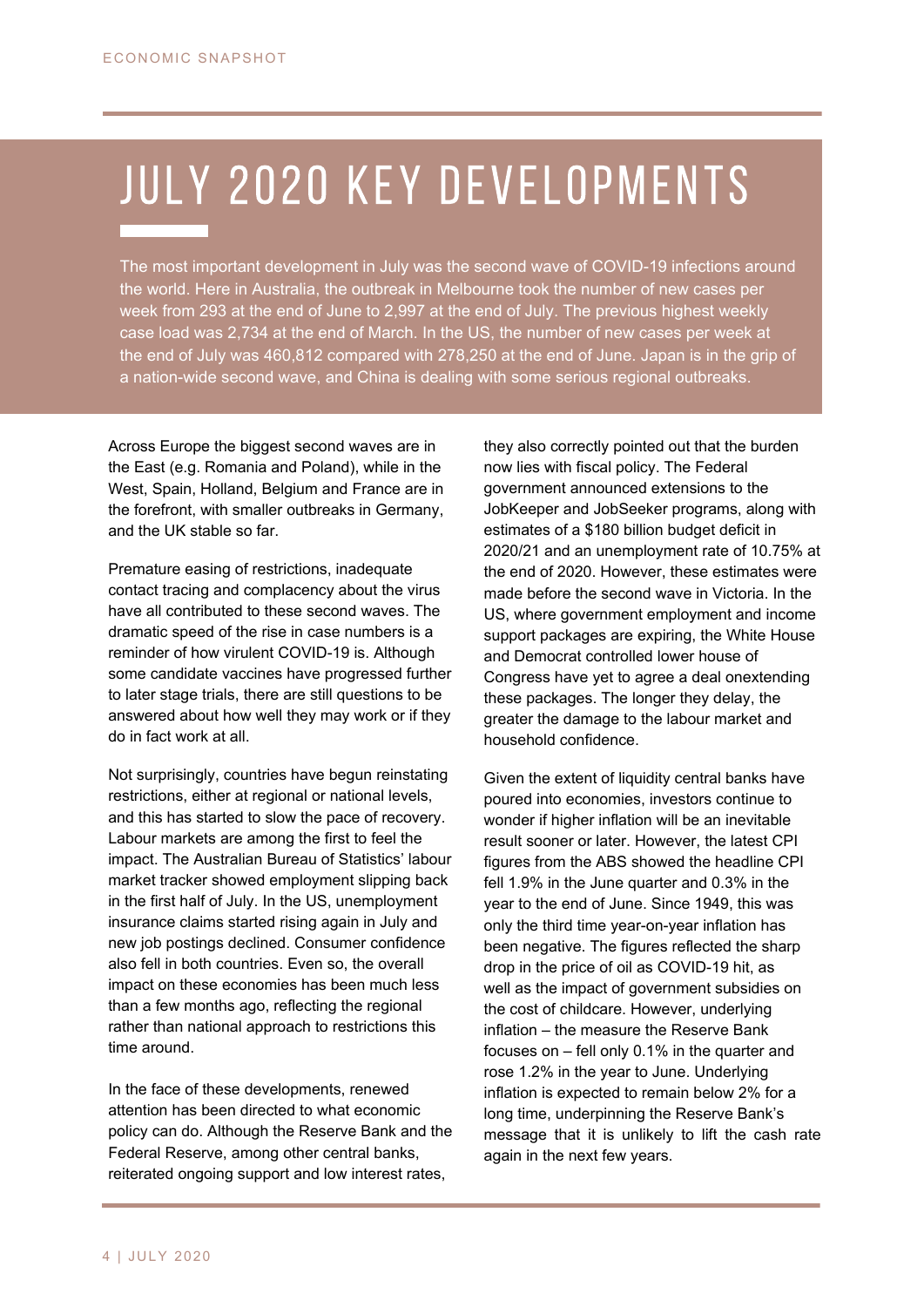# JULY 2020 KEY DEVELOPMENTS

The most important development in July was the second wave of COVID-19 infections around the world. Here in Australia, the outbreak in Melbourne took the number of new cases per week from 293 at the end of June to 2,997 at the end of July. The previous highest weekly case load was 2,734 at the end of March. In the US, the number of new cases per week at the end of July was 460,812 compared with 278,250 at the end of June. Japan is in the grip of a nation-wide second wave, and China is dealing with some serious regional outbreaks.

Across Europe the biggest second waves are in the East (e.g. Romania and Poland), while in the West, Spain, Holland, Belgium and France are in the forefront, with smaller outbreaks in Germany, and the UK stable so far.

Premature easing of restrictions, inadequate contact tracing and complacency about the virus have all contributed to these second waves. The dramatic speed of the rise in case numbers is a reminder of how virulent COVID-19 is. Although some candidate vaccines have progressed further to later stage trials, there are still questions to be answered about how well they may work or if they do in fact work at all.

Not surprisingly, countries have begun reinstating restrictions, either at regional or national levels, and this has started to slow the pace of recovery. Labour markets are among the first to feel the impact. The Australian Bureau of Statistics' labour market tracker showed employment slipping back in the first half of July. In the US, unemployment insurance claims started rising again in July and new job postings declined. Consumer confidence also fell in both countries. Even so, the overall impact on these economies has been much less than a few months ago, reflecting the regional rather than national approach to restrictions this time around.

In the face of these developments, renewed attention has been directed to what economic policy can do. Although the Reserve Bank and the Federal Reserve, among other central banks, reiterated ongoing support and low interest rates, they also correctly pointed out that the burden now lies with fiscal policy. The Federal government announced extensions to the JobKeeper and JobSeeker programs, along with estimates of a $180 billion budget deficit in 2020/21 and an unemployment rate of 10.75% at the end of 2020. However, these estimates were made before the second wave in Victoria. In the US, where government employment and income support packages are expiring, the White House and Democrat controlled lower house of Congress have yet to agree a deal onextending these packages. The longer they delay, the greater the damage to the labour market and household confidence.

Given the extent of liquidity central banks have poured into economies, investors continue to wonder if higher inflation will be an inevitable result sooner or later. However, the latest CPI figures from the ABS showed the headline CPI fell 1.9% in the June quarter and 0.3% in the year to the end of June. Since 1949, this was only the third time year-on-year inflation has been negative. The figures reflected the sharp drop in the price of oil as COVID-19 hit, as well as the impact of government subsidies on the cost of childcare. However, underlying inflation – the measure the Reserve Bank focuses on – fell only 0.1% in the quarter and rose 1.2% in the year to June. Underlying inflation is expected to remain below 2% for a long time, underpinning the Reserve Bank's message that it is unlikely to lift the cash rate again in the next few years.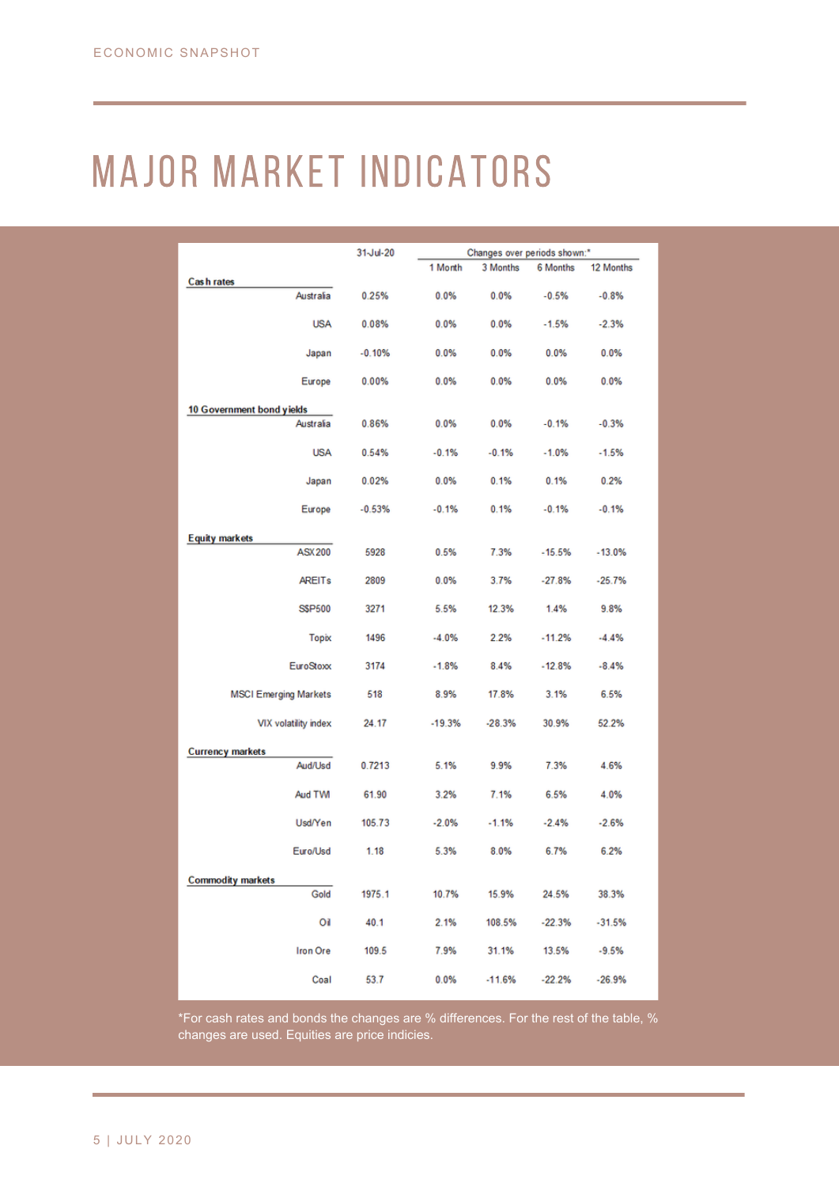# MAJOR MARKET INDICATORS

| | 31-Jul-20 | Changes over periods shown:* | | | |
|---|---|---|---|---|---|
| | | 1 Month | 3 Months | 6 Months | 12 Months |
| **Cash rates** | | | | | |
| Australia | 0.25% | 0.0% | 0.0% | -0.5% | -0.8% |
| USA | 0.08% | 0.0% | 0.0% | -1.5% | -2.3% |
| Japan | -0.10% | 0.0% | 0.0% | 0.0% | 0.0% |
| Europe | 0.00% | 0.0% | 0.0% | 0.0% | 0.0% |
| **10 Government bond yields** | | | | | |
| Australia | 0.86% | 0.0% | 0.0% | -0.1% | -0.3% |
| USA | 0.54% | -0.1% | -0.1% | -1.0% | -1.5% |
| Japan | 0.02% | 0.0% | 0.1% | 0.1% | 0.2% |
| Europe | -0.53% | -0.1% | 0.1% | -0.1% | -0.1% |
| **Equity markets** | | | | | |
| ASX200 | 5928 | 0.5% | 7.3% | -15.5% | -13.0% |
| AREITs | 2809 | 0.0% | 3.7% | -27.8% | -25.7% |
| S$P500 | 3271 | 5.5% | 12.3% | 1.4% | 9.8% |
| Topix | 1496 | -4.0% | 2.2% | -11.2% | -4.4% |
| EuroStoxx | 3174 | -1.8% | 8.4% | -12.8% | -8.4% |
| MSCI Emerging Markets | 518 | 8.9% | 17.8% | 3.1% | 6.5% |
| VIX volatility index | 24.17 | -19.3% | -28.3% | 30.9% | 52.2% |
| **Currency markets** | | | | | |
| Aud/Usd | 0.7213 | 5.1% | 9.9% | 7.3% | 4.6% |
| Aud TWI | 61.90 | 3.2% | 7.1% | 6.5% | 4.0% |
| Usd/Yen | 105.73 | -2.0% | -1.1% | -2.4% | -2.6% |
| Euro/Usd | 1.18 | 5.3% | 8.0% | 6.7% | 6.2% |
| **Commodity markets** | | | | | |
| Gold | 1975.1 | 10.7% | 15.9% | 24.5% | 38.3% |
| Oil | 40.1 | 2.1% | 108.5% | -22.3% | -31.5% |
| Iron Ore | 109.5 | 7.9% | 31.1% | 13.5% | -9.5% |
| Coal | 53.7 | 0.0% | -11.6% | -22.2% | -26.9% |

*For cash rates and bonds the changes are % differences. For the rest of the table, % changes are used. Equities are price indicies.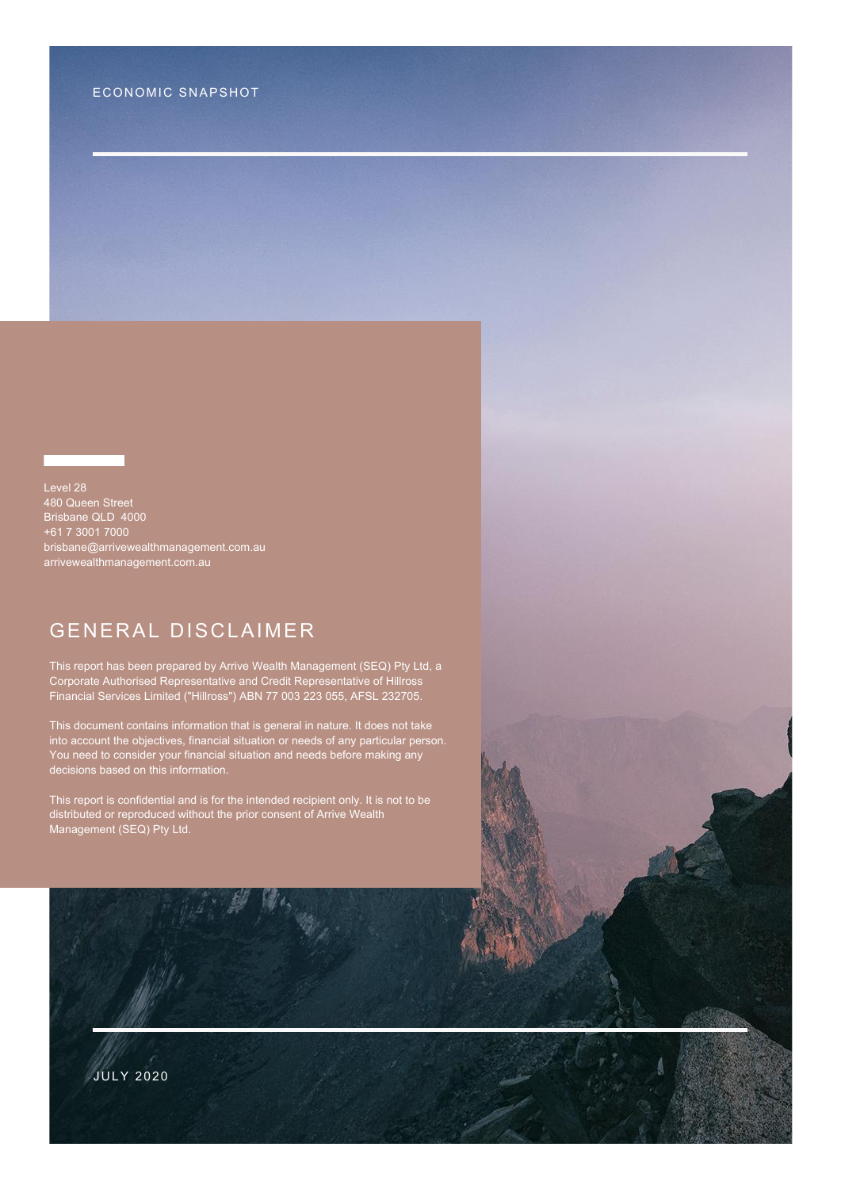ECONOMIC SNAPSHOT

Level 28
480 Queen Street
Brisbane QLD  4000
+61 7 3001 7000
brisbane@arrivewealthmanagement.com.au
arrivewealthmanagement.com.au

# GENERAL DISCLAIMER

This report has been prepared by Arrive Wealth Management (SEQ) Pty Ltd, a Corporate Authorised Representative and Credit Representative of Hillross Financial Services Limited ("Hillross") ABN 77 003 223 055, AFSL 232705.

This document contains information that is general in nature. It does not take into account the objectives, financial situation or needs of any particular person. You need to consider your financial situation and needs before making any decisions based on this information.

This report is confidential and is for the intended recipient only. It is not to be distributed or reproduced without the prior consent of Arrive Wealth Management (SEQ) Pty Ltd.

JULY 2020